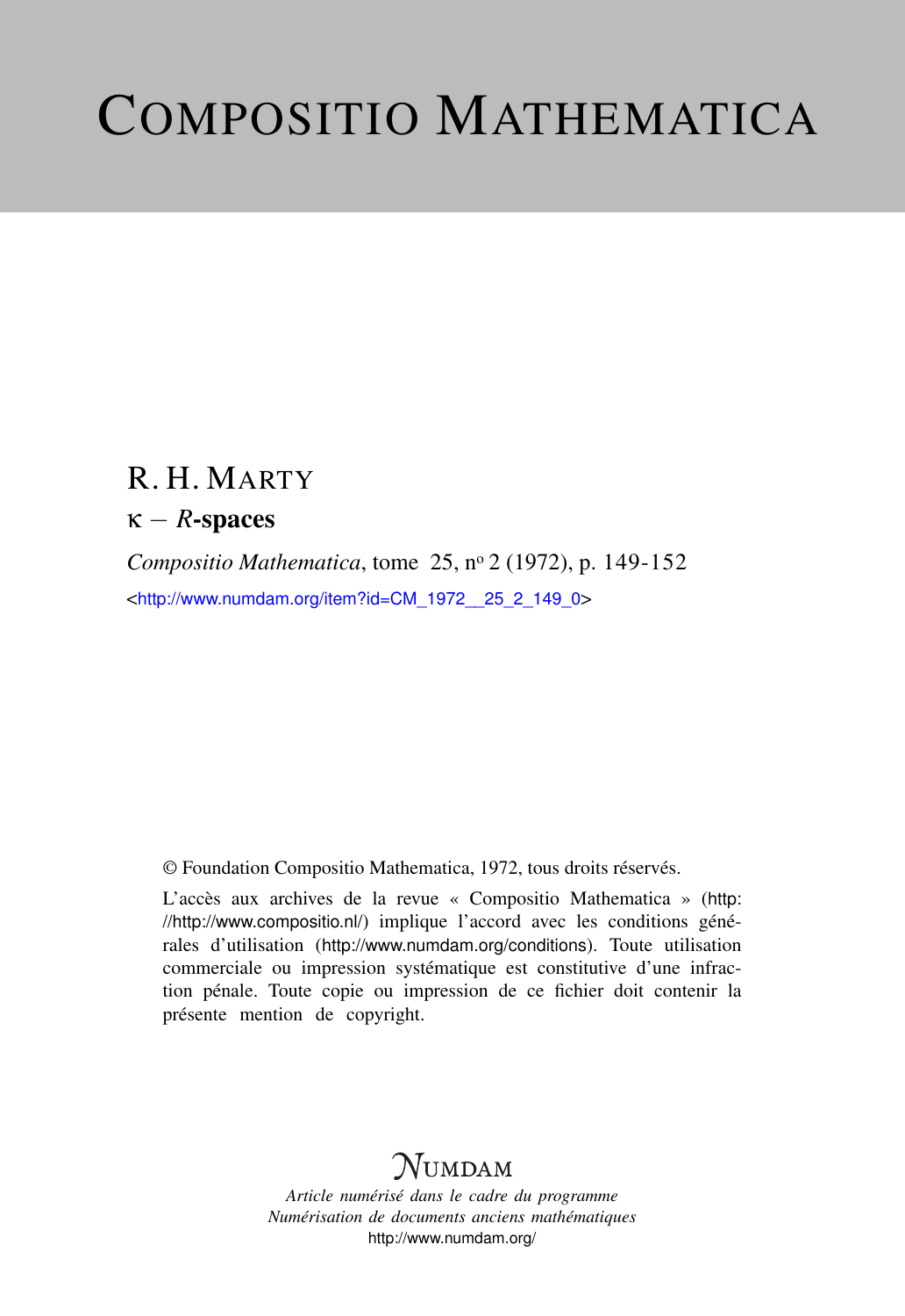# Compositio Mathematica

## R. H. Marty

### $\kappa - R$-spaces

*Compositio Mathematica*, tome 25, nº 2 (1972), p. 149-152

<http://www.numdam.org/item?id=CM_1972__25_2_149_0>

© Foundation Compositio Mathematica, 1972, tous droits réservés.

L'accès aux archives de la revue « Compositio Mathematica » (http://http://www.compositio.nl/) implique l'accord avec les conditions générales d'utilisation (http://www.numdam.org/conditions). Toute utilisation commerciale ou impression systématique est constitutive d'une infraction pénale. Toute copie ou impression de ce fichier doit contenir la présente mention de copyright.

NUMDAM

*Article numérisé dans le cadre du programme*
*Numérisation de documents anciens mathématiques*
http://www.numdam.org/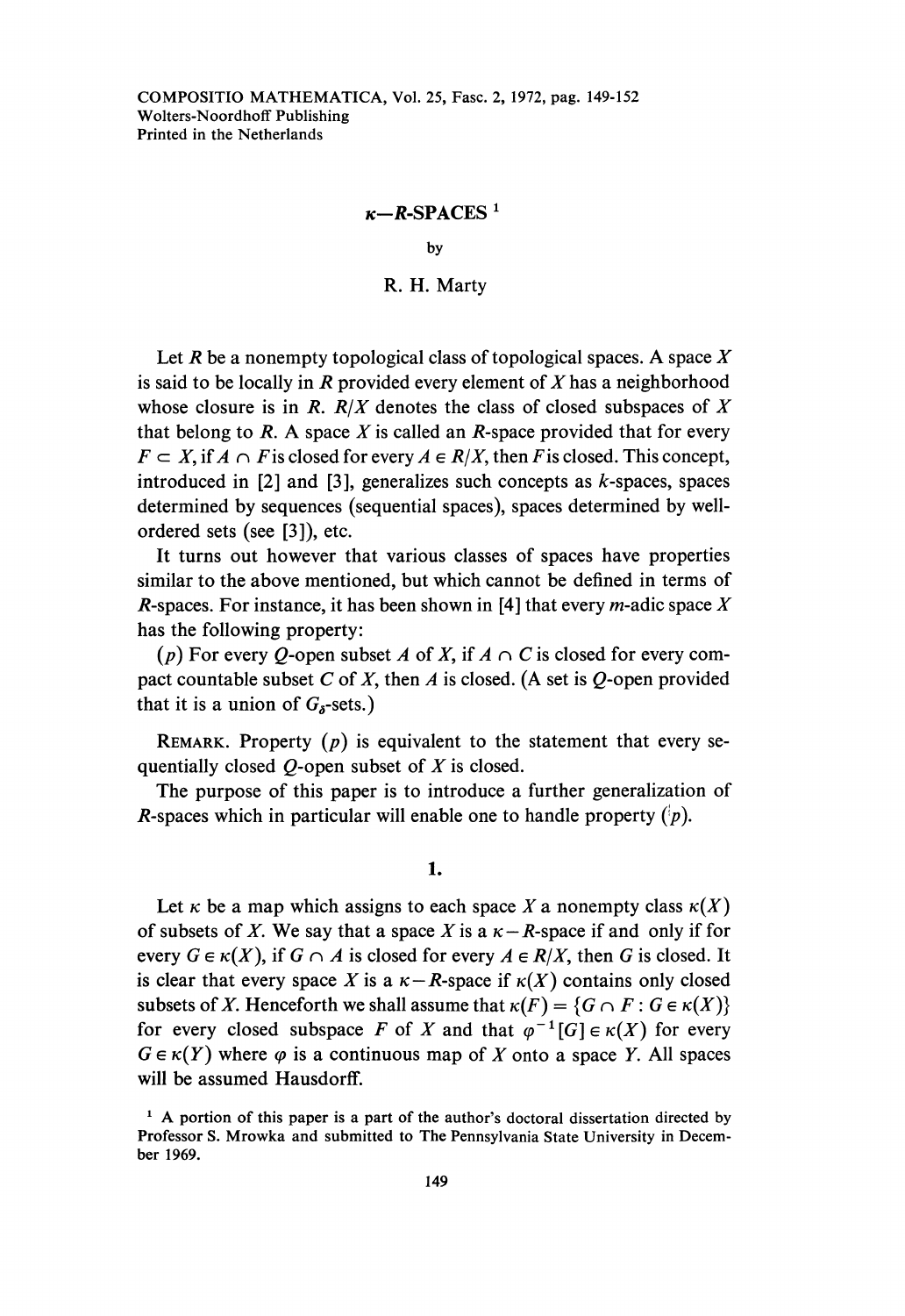COMPOSITIO MATHEMATICA, Vol. 25, Fasc. 2, 1972, pag. 149-152
Wolters-Noordhoff Publishing
Printed in the Netherlands

# $\kappa$—$R$-SPACES [1]

by

R. H. Marty

Let $R$ be a nonempty topological class of topological spaces. A space $X$ is said to be locally in $R$ provided every element of $X$ has a neighborhood whose closure is in $R$. $R/X$ denotes the class of closed subspaces of $X$ that belong to $R$. A space $X$ is called an $R$-space provided that for every $F \subset X$, if $A \cap F$ is closed for every $A \in R/X$, then $F$ is closed. This concept, introduced in [2] and [3], generalizes such concepts as $k$-spaces, spaces determined by sequences (sequential spaces), spaces determined by well-ordered sets (see [3]), etc.

It turns out however that various classes of spaces have properties similar to the above mentioned, but which cannot be defined in terms of $R$-spaces. For instance, it has been shown in [4] that every $m$-adic space $X$ has the following property:

($p$) For every $Q$-open subset $A$ of $X$, if $A \cap C$ is closed for every compact countable subset $C$ of $X$, then $A$ is closed. (A set is $Q$-open provided that it is a union of $G_\delta$-sets.)

REMARK. Property ($p$) is equivalent to the statement that every sequentially closed $Q$-open subset of $X$ is closed.

The purpose of this paper is to introduce a further generalization of $R$-spaces which in particular will enable one to handle property ($p$).

## 1.

Let $\kappa$ be a map which assigns to each space $X$ a nonempty class $\kappa(X)$ of subsets of $X$. We say that a space $X$ is a $\kappa-R$-space if and only if for every $G \in \kappa(X)$, if $G \cap A$ is closed for every $A \in R/X$, then $G$ is closed. It is clear that every space $X$ is a $\kappa-R$-space if $\kappa(X)$ contains only closed subsets of $X$. Henceforth we shall assume that $\kappa(F) = \{G \cap F : G \in \kappa(X)\}$ for every closed subspace $F$ of $X$ and that $\varphi^{-1}[G] \in \kappa(X)$ for every $G \in \kappa(Y)$ where $\varphi$ is a continuous map of $X$ onto a space $Y$. All spaces will be assumed Hausdorff.

[1] A portion of this paper is a part of the author's doctoral dissertation directed by Professor S. Mrowka and submitted to The Pennsylvania State University in December 1969.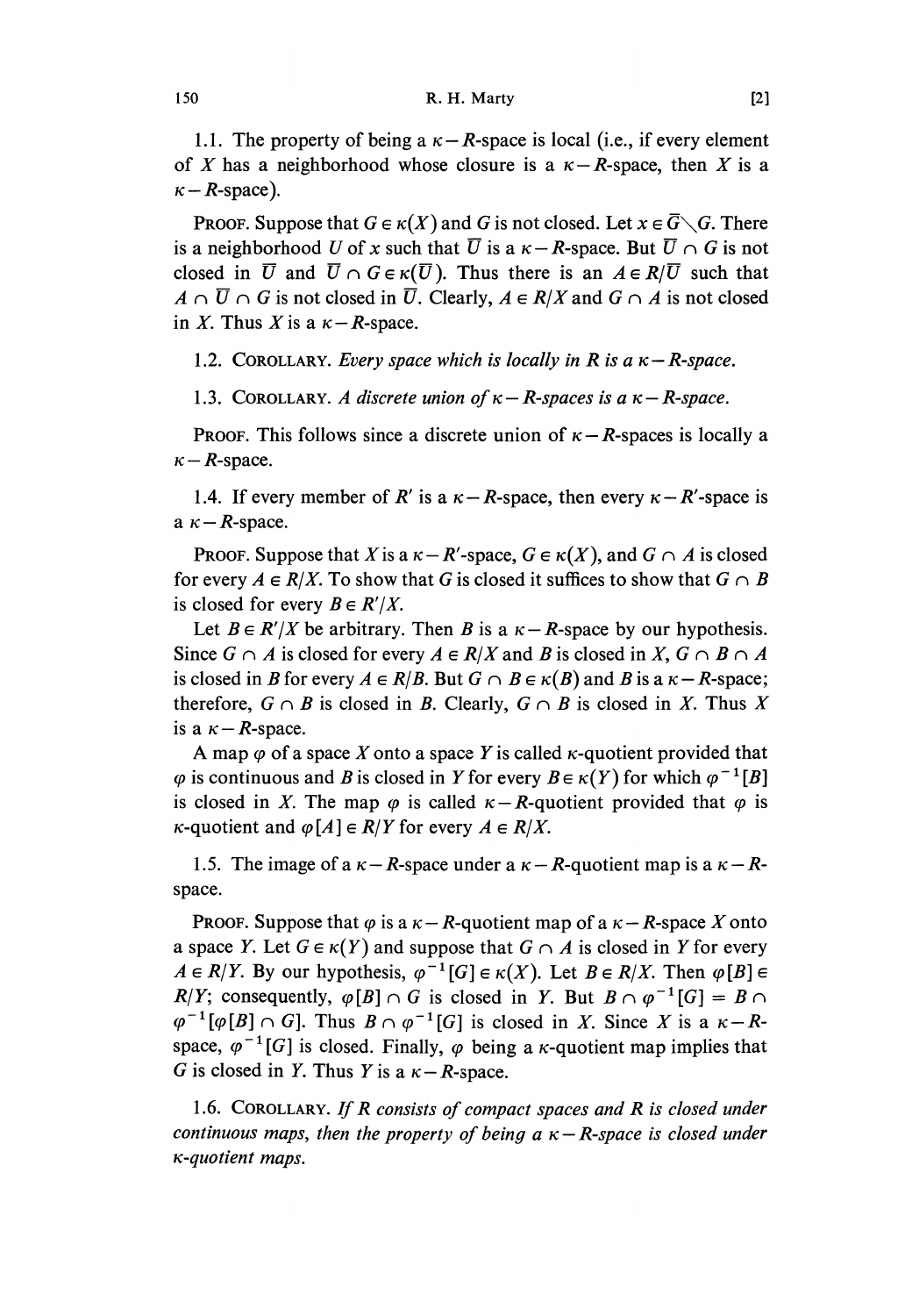1.1. The property of being a $\kappa - R$-space is local (i.e., if every element of $X$ has a neighborhood whose closure is a $\kappa - R$-space, then $X$ is a $\kappa - R$-space).

PROOF. Suppose that $G \in \kappa(X)$ and $G$ is not closed. Let $x \in \bar{G} \setminus G$. There is a neighborhood $U$ of $x$ such that $\bar{U}$ is a $\kappa - R$-space. But $\bar{U} \cap G$ is not closed in $\bar{U}$ and $\bar{U} \cap G \in \kappa(\bar{U})$. Thus there is an $A \in R/\bar{U}$ such that $A \cap \bar{U} \cap G$ is not closed in $\bar{U}$. Clearly, $A \in R/X$ and $G \cap A$ is not closed in $X$. Thus $X$ is a $\kappa - R$-space.

1.2. COROLLARY. *Every space which is locally in $R$ is a $\kappa - R$-space.*

1.3. COROLLARY. *A discrete union of $\kappa - R$-spaces is a $\kappa - R$-space.*

PROOF. This follows since a discrete union of $\kappa - R$-spaces is locally a $\kappa - R$-space.

1.4. If every member of $R'$ is a $\kappa - R$-space, then every $\kappa - R'$-space is a $\kappa - R$-space.

PROOF. Suppose that $X$ is a $\kappa - R'$-space, $G \in \kappa(X)$, and $G \cap A$ is closed for every $A \in R/X$. To show that $G$ is closed it suffices to show that $G \cap B$ is closed for every $B \in R'/X$.

Let $B \in R'/X$ be arbitrary. Then $B$ is a $\kappa - R$-space by our hypothesis. Since $G \cap A$ is closed for every $A \in R/X$ and $B$ is closed in $X$, $G \cap B \cap A$ is closed in $B$ for every $A \in R/B$. But $G \cap B \in \kappa(B)$ and $B$ is a $\kappa - R$-space; therefore, $G \cap B$ is closed in $B$. Clearly, $G \cap B$ is closed in $X$. Thus $X$ is a $\kappa - R$-space.

A map $\varphi$ of a space $X$ onto a space $Y$ is called $\kappa$-quotient provided that $\varphi$ is continuous and $B$ is closed in $Y$ for every $B \in \kappa(Y)$ for which $\varphi^{-1}[B]$ is closed in $X$. The map $\varphi$ is called $\kappa - R$-quotient provided that $\varphi$ is $\kappa$-quotient and $\varphi[A] \in R/Y$ for every $A \in R/X$.

1.5. The image of a $\kappa - R$-space under a $\kappa - R$-quotient map is a $\kappa - R$-space.

PROOF. Suppose that $\varphi$ is a $\kappa - R$-quotient map of a $\kappa - R$-space $X$ onto a space $Y$. Let $G \in \kappa(Y)$ and suppose that $G \cap A$ is closed in $Y$ for every $A \in R/Y$. By our hypothesis, $\varphi^{-1}[G] \in \kappa(X)$. Let $B \in R/X$. Then $\varphi[B] \in R/Y$; consequently, $\varphi[B] \cap G$ is closed in $Y$. But $B \cap \varphi^{-1}[G] = B \cap \varphi^{-1}[\varphi[B] \cap G]$. Thus $B \cap \varphi^{-1}[G]$ is closed in $X$. Since $X$ is a $\kappa - R$-space, $\varphi^{-1}[G]$ is closed. Finally, $\varphi$ being a $\kappa$-quotient map implies that $G$ is closed in $Y$. Thus $Y$ is a $\kappa - R$-space.

1.6. COROLLARY. *If $R$ consists of compact spaces and $R$ is closed under continuous maps, then the property of being a $\kappa - R$-space is closed under $\kappa$-quotient maps.*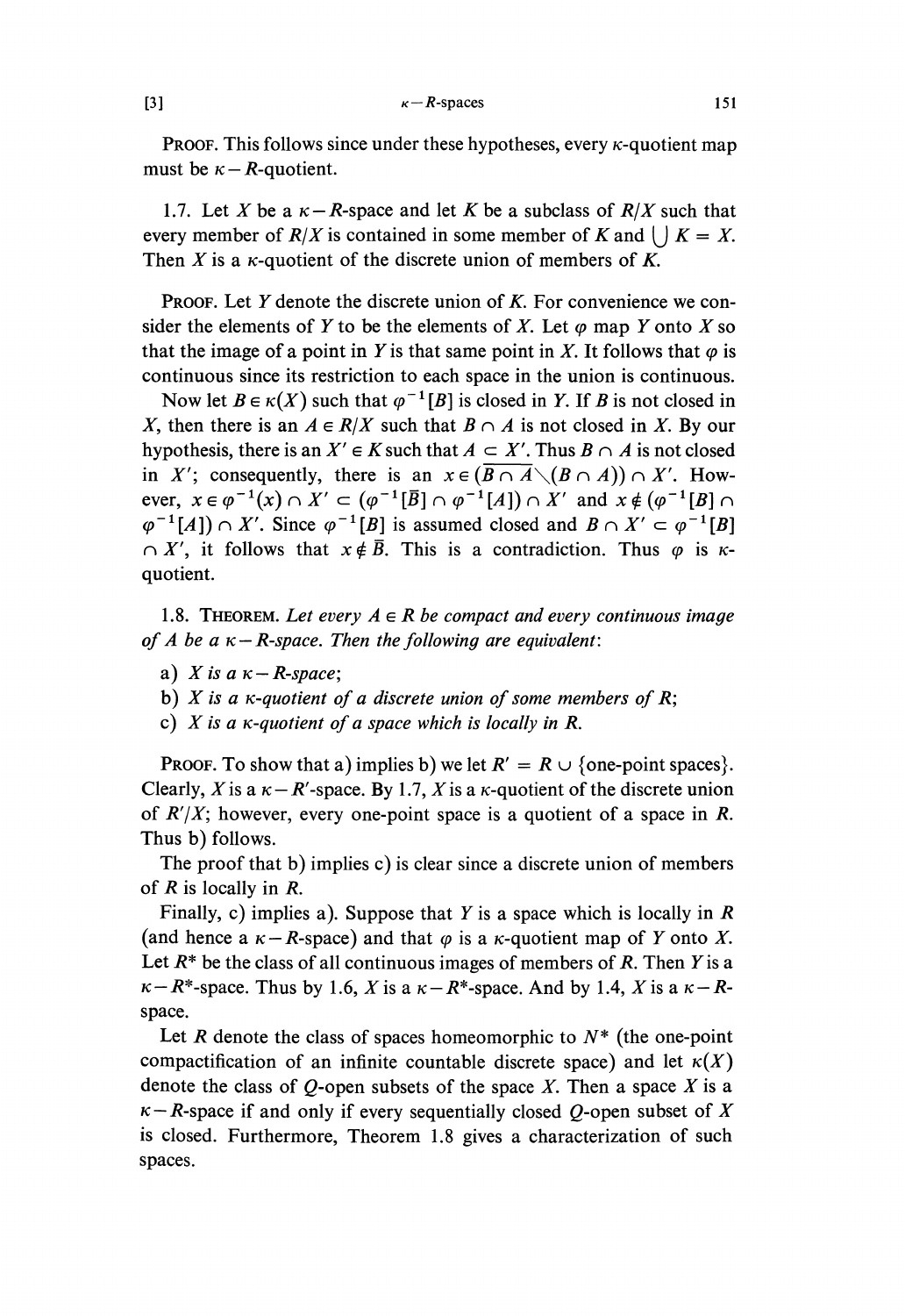PROOF. This follows since under these hypotheses, every $\kappa$-quotient map must be $\kappa - R$-quotient.

1.7. Let $X$ be a $\kappa - R$-space and let $K$ be a subclass of $R/X$ such that every member of $R/X$ is contained in some member of $K$ and $\bigcup K = X$. Then $X$ is a $\kappa$-quotient of the discrete union of members of $K$.

PROOF. Let $Y$ denote the discrete union of $K$. For convenience we consider the elements of $Y$ to be the elements of $X$. Let $\varphi$ map $Y$ onto $X$ so that the image of a point in $Y$ is that same point in $X$. It follows that $\varphi$ is continuous since its restriction to each space in the union is continuous.

Now let $B \in \kappa(X)$ such that $\varphi^{-1}[B]$ is closed in $Y$. If $B$ is not closed in $X$, then there is an $A \in R/X$ such that $B \cap A$ is not closed in $X$. By our hypothesis, there is an $X' \in K$ such that $A \subset X'$. Thus $B \cap A$ is not closed in $X'$; consequently, there is an $x \in (\overline{B \cap A} \setminus (B \cap A)) \cap X'$. However, $x \in \varphi^{-1}(x) \cap X' \subset (\varphi^{-1}[\bar{B}] \cap \varphi^{-1}[A]) \cap X'$ and $x \notin (\varphi^{-1}[B] \cap \varphi^{-1}[A]) \cap X'$. Since $\varphi^{-1}[B]$ is assumed closed and $B \cap X' \subset \varphi^{-1}[B] \cap X'$, it follows that $x \notin \bar{B}$. This is a contradiction. Thus $\varphi$ is $\kappa$-quotient.

1.8. THEOREM. *Let every $A \in R$ be compact and every continuous image of $A$ be a $\kappa - R$-space. Then the following are equivalent*:

a) *$X$ is a $\kappa - R$-space*;

b) *$X$ is a $\kappa$-quotient of a discrete union of some members of $R$*;

c) *$X$ is a $\kappa$-quotient of a space which is locally in $R$.*

PROOF. To show that a) implies b) we let $R' = R \cup \{\text{one-point spaces}\}$. Clearly, $X$ is a $\kappa - R'$-space. By 1.7, $X$ is a $\kappa$-quotient of the discrete union of $R'/X$; however, every one-point space is a quotient of a space in $R$. Thus b) follows.

The proof that b) implies c) is clear since a discrete union of members of $R$ is locally in $R$.

Finally, c) implies a). Suppose that $Y$ is a space which is locally in $R$ (and hence a $\kappa - R$-space) and that $\varphi$ is a $\kappa$-quotient map of $Y$ onto $X$. Let $R^*$ be the class of all continuous images of members of $R$. Then $Y$ is a $\kappa - R^*$-space. Thus by 1.6, $X$ is a $\kappa - R^*$-space. And by 1.4, $X$ is a $\kappa - R$-space.

Let $R$ denote the class of spaces homeomorphic to $N^*$ (the one-point compactification of an infinite countable discrete space) and let $\kappa(X)$ denote the class of $Q$-open subsets of the space $X$. Then a space $X$ is a $\kappa - R$-space if and only if every sequentially closed $Q$-open subset of $X$ is closed. Furthermore, Theorem 1.8 gives a characterization of such spaces.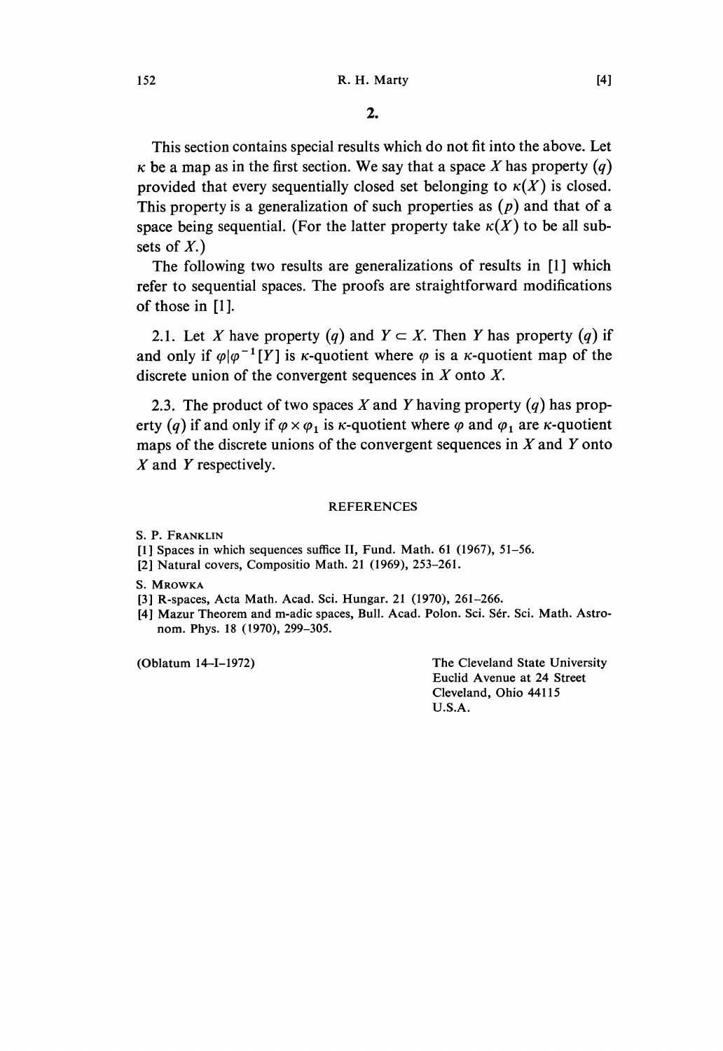## 2.

This section contains special results which do not fit into the above. Let $\kappa$ be a map as in the first section. We say that a space $X$ has property $(q)$ provided that every sequentially closed set belonging to $\kappa(X)$ is closed. This property is a generalization of such properties as $(p)$ and that of a space being sequential. (For the latter property take $\kappa(X)$ to be all subsets of $X$.)

The following two results are generalizations of results in [1] which refer to sequential spaces. The proofs are straightforward modifications of those in [1].

2.1. Let $X$ have property $(q)$ and $Y \subset X$. Then $Y$ has property $(q)$ if and only if $\varphi|\varphi^{-1}[Y]$ is $\kappa$-quotient where $\varphi$ is a $\kappa$-quotient map of the discrete union of the convergent sequences in $X$ onto $X$.

2.3. The product of two spaces $X$ and $Y$ having property $(q)$ has property $(q)$ if and only if $\varphi \times \varphi_1$ is $\kappa$-quotient where $\varphi$ and $\varphi_1$ are $\kappa$-quotient maps of the discrete unions of the convergent sequences in $X$ and $Y$ onto $X$ and $Y$ respectively.

### REFERENCES

S. P. Franklin

[1] Spaces in which sequences suffice II, Fund. Math. 61 (1967), 51–56.

[2] Natural covers, Compositio Math. 21 (1969), 253–261.

S. Mrowka

[3] R-spaces, Acta Math. Acad. Sci. Hungar. 21 (1970), 261–266.

[4] Mazur Theorem and m-adic spaces, Bull. Acad. Polon. Sci. Sér. Sci. Math. Astronom. Phys. 18 (1970), 299–305.

(Oblatum 14–I–1972)

The Cleveland State University
Euclid Avenue at 24 Street
Cleveland, Ohio 44115
U.S.A.